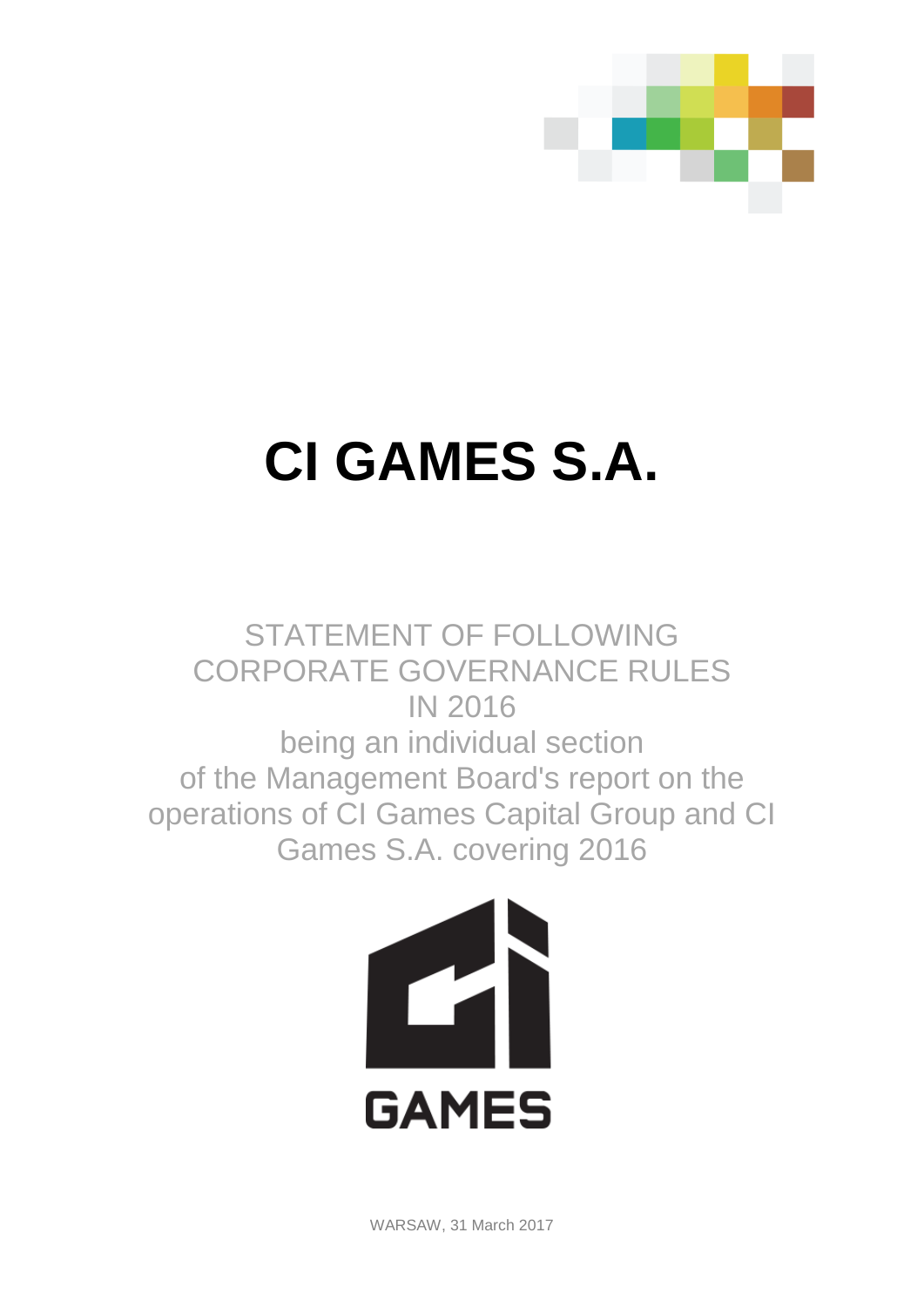# CI GAMES S.A.

STATEMENT OF FOLLOWING CORPORATE GOVERNANCE RULES IN 2016

being an individual section of the Management Board's report on the operations of CI Games Capital Group and CI Games S.A. covering 2016

GAMES

WARSAW, 31 March 2017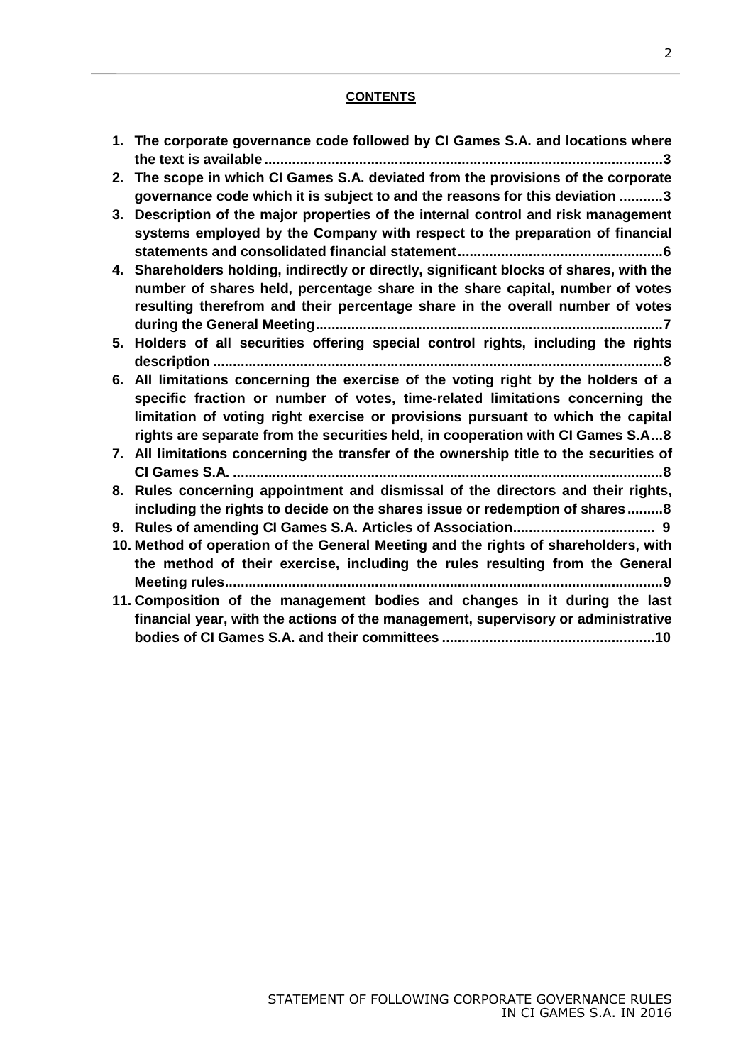**CONTENTS**

1. **The corporate governance code followed by CI Games S.A. and locations where the text is available....................................................................................................3**
2. **The scope in which CI Games S.A. deviated from the provisions of the corporate governance code which it is subject to and the reasons for this deviation ...........3**
3. **Description of the major properties of the internal control and risk management systems employed by the Company with respect to the preparation of financial statements and consolidated financial statement...................................................6**
4. **Shareholders holding, indirectly or directly, significant blocks of shares, with the number of shares held, percentage share in the share capital, number of votes resulting therefrom and their percentage share in the overall number of votes during the General Meeting.......................................................................................7**
5. **Holders of all securities offering special control rights, including the rights description .................................................................................................................8**
6. **All limitations concerning the exercise of the voting right by the holders of a specific fraction or number of votes, time-related limitations concerning the limitation of voting right exercise or provisions pursuant to which the capital rights are separate from the securities held, in cooperation with CI Games S.A...8**
7. **All limitations concerning the transfer of the ownership title to the securities of CI Games S.A. ............................................................................................................8**
8. **Rules concerning appointment and dismissal of the directors and their rights, including the rights to decide on the shares issue or redemption of shares.........8**
9. **Rules of amending CI Games S.A. Articles of Association................................... 9**
10. **Method of operation of the General Meeting and the rights of shareholders, with the method of their exercise, including the rules resulting from the General Meeting rules..............................................................................................................9**
11. **Composition of the management bodies and changes in it during the last financial year, with the actions of the management, supervisory or administrative bodies of CI Games S.A. and their committees .....................................................10**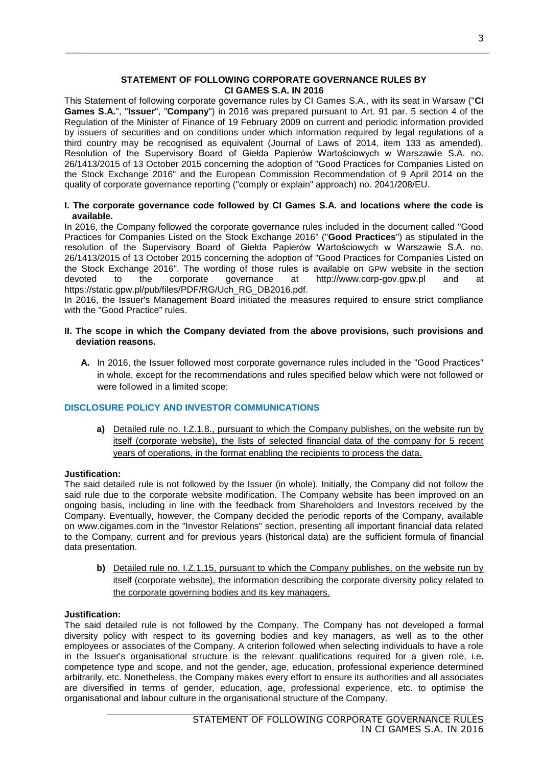## STATEMENT OF FOLLOWING CORPORATE GOVERNANCE RULES BY CI GAMES S.A. IN 2016

This Statement of following corporate governance rules by CI Games S.A., with its seat in Warsaw ("**CI Games S.A.**", "**Issuer**", "**Company**") in 2016 was prepared pursuant to Art. 91 par. 5 section 4 of the Regulation of the Minister of Finance of 19 February 2009 on current and periodic information provided by issuers of securities and on conditions under which information required by legal regulations of a third country may be recognised as equivalent (Journal of Laws of 2014, item 133 as amended), Resolution of the Supervisory Board of Giełda Papierów Wartościowych w Warszawie S.A. no. 26/1413/2015 of 13 October 2015 concerning the adoption of "Good Practices for Companies Listed on the Stock Exchange 2016" and the European Commission Recommendation of 9 April 2014 on the quality of corporate governance reporting ("comply or explain" approach) no. 2041/208/EU.

### I. The corporate governance code followed by CI Games S.A. and locations where the code is available.

In 2016, the Company followed the corporate governance rules included in the document called "Good Practices for Companies Listed on the Stock Exchange 2016" ("**Good Practices**") as stipulated in the resolution of the Supervisory Board of Giełda Papierów Wartościowych w Warszawie S.A. no. 26/1413/2015 of 13 October 2015 concerning the adoption of "Good Practices for Companies Listed on the Stock Exchange 2016". The wording of those rules is available on GPW website in the section devoted to the corporate governance at http://www.corp-gov.gpw.pl and at https://static.gpw.pl/pub/files/PDF/RG/Uch_RG_DB2016.pdf.

In 2016, the Issuer's Management Board initiated the measures required to ensure strict compliance with the "Good Practice" rules.

### II. The scope in which the Company deviated from the above provisions, such provisions and deviation reasons.

**A.** In 2016, the Issuer followed most corporate governance rules included in the "Good Practices" in whole, except for the recommendations and rules specified below which were not followed or were followed in a limited scope:

#### DISCLOSURE POLICY AND INVESTOR COMMUNICATIONS

**a)** Detailed rule no. I.Z.1.8., pursuant to which the Company publishes, on the website run by itself (corporate website), the lists of selected financial data of the company for 5 recent years of operations, in the format enabling the recipients to process the data.

**Justification:**

The said detailed rule is not followed by the Issuer (in whole). Initially, the Company did not follow the said rule due to the corporate website modification. The Company website has been improved on an ongoing basis, including in line with the feedback from Shareholders and Investors received by the Company. Eventually, however, the Company decided the periodic reports of the Company, available on www.cigames.com in the "Investor Relations" section, presenting all important financial data related to the Company, current and for previous years (historical data) are the sufficient formula of financial data presentation.

**b)** Detailed rule no. I.Z.1.15, pursuant to which the Company publishes, on the website run by itself (corporate website), the information describing the corporate diversity policy related to the corporate governing bodies and its key managers.

**Justification:**

The said detailed rule is not followed by the Company. The Company has not developed a formal diversity policy with respect to its governing bodies and key managers, as well as to the other employees or associates of the Company. A criterion followed when selecting individuals to have a role in the Issuer's organisational structure is the relevant qualifications required for a given role, i.e. competence type and scope, and not the gender, age, education, professional experience determined arbitrarily, etc. Nonetheless, the Company makes every effort to ensure its authorities and all associates are diversified in terms of gender, education, age, professional experience, etc. to optimise the organisational and labour culture in the organisational structure of the Company.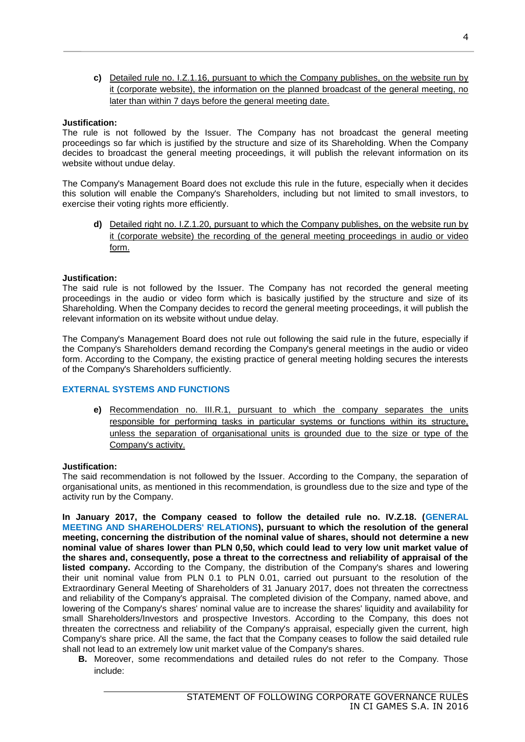**c)** Detailed rule no. I.Z.1.16, pursuant to which the Company publishes, on the website run by it (corporate website), the information on the planned broadcast of the general meeting, no later than within 7 days before the general meeting date.

**Justification:**
The rule is not followed by the Issuer. The Company has not broadcast the general meeting proceedings so far which is justified by the structure and size of its Shareholding. When the Company decides to broadcast the general meeting proceedings, it will publish the relevant information on its website without undue delay.

The Company's Management Board does not exclude this rule in the future, especially when it decides this solution will enable the Company's Shareholders, including but not limited to small investors, to exercise their voting rights more efficiently.

**d)** Detailed right no. I.Z.1.20, pursuant to which the Company publishes, on the website run by it (corporate website) the recording of the general meeting proceedings in audio or video form.

**Justification:**
The said rule is not followed by the Issuer. The Company has not recorded the general meeting proceedings in the audio or video form which is basically justified by the structure and size of its Shareholding. When the Company decides to record the general meeting proceedings, it will publish the relevant information on its website without undue delay.

The Company's Management Board does not rule out following the said rule in the future, especially if the Company's Shareholders demand recording the Company's general meetings in the audio or video form. According to the Company, the existing practice of general meeting holding secures the interests of the Company's Shareholders sufficiently.

### EXTERNAL SYSTEMS AND FUNCTIONS

**e)** Recommendation no. III.R.1, pursuant to which the company separates the units responsible for performing tasks in particular systems or functions within its structure, unless the separation of organisational units is grounded due to the size or type of the Company's activity.

**Justification:**
The said recommendation is not followed by the Issuer. According to the Company, the separation of organisational units, as mentioned in this recommendation, is groundless due to the size and type of the activity run by the Company.

**In January 2017, the Company ceased to follow the detailed rule no. IV.Z.18. (GENERAL MEETING AND SHAREHOLDERS' RELATIONS), pursuant to which the resolution of the general meeting, concerning the distribution of the nominal value of shares, should not determine a new nominal value of shares lower than PLN 0,50, which could lead to very low unit market value of the shares and, consequently, pose a threat to the correctness and reliability of appraisal of the listed company.** According to the Company, the distribution of the Company's shares and lowering their unit nominal value from PLN 0.1 to PLN 0.01, carried out pursuant to the resolution of the Extraordinary General Meeting of Shareholders of 31 January 2017, does not threaten the correctness and reliability of the Company's appraisal. The completed division of the Company, named above, and lowering of the Company's shares' nominal value are to increase the shares' liquidity and availability for small Shareholders/Investors and prospective Investors. According to the Company, this does not threaten the correctness and reliability of the Company's appraisal, especially given the current, high Company's share price. All the same, the fact that the Company ceases to follow the said detailed rule shall not lead to an extremely low unit market value of the Company's shares.

**B.** Moreover, some recommendations and detailed rules do not refer to the Company. Those include: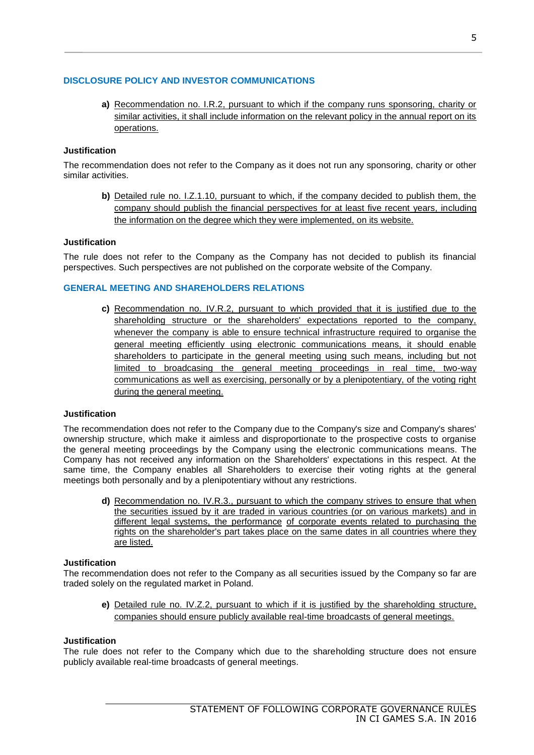## DISCLOSURE POLICY AND INVESTOR COMMUNICATIONS

**a)** Recommendation no. I.R.2, pursuant to which if the company runs sponsoring, charity or similar activities, it shall include information on the relevant policy in the annual report on its operations.

**Justification**

The recommendation does not refer to the Company as it does not run any sponsoring, charity or other similar activities.

**b)** Detailed rule no. I.Z.1.10, pursuant to which, if the company decided to publish them, the company should publish the financial perspectives for at least five recent years, including the information on the degree which they were implemented, on its website.

**Justification**

The rule does not refer to the Company as the Company has not decided to publish its financial perspectives. Such perspectives are not published on the corporate website of the Company.

## GENERAL MEETING AND SHAREHOLDERS RELATIONS

**c)** Recommendation no. IV.R.2, pursuant to which provided that it is justified due to the shareholding structure or the shareholders' expectations reported to the company, whenever the company is able to ensure technical infrastructure required to organise the general meeting efficiently using electronic communications means, it should enable shareholders to participate in the general meeting using such means, including but not limited to broadcasing the general meeting proceedings in real time, two-way communications as well as exercising, personally or by a plenipotentiary, of the voting right during the general meeting.

**Justification**

The recommendation does not refer to the Company due to the Company's size and Company's shares' ownership structure, which make it aimless and disproportionate to the prospective costs to organise the general meeting proceedings by the Company using the electronic communications means. The Company has not received any information on the Shareholders' expectations in this respect. At the same time, the Company enables all Shareholders to exercise their voting rights at the general meetings both personally and by a plenipotentiary without any restrictions.

**d)** Recommendation no. IV.R.3., pursuant to which the company strives to ensure that when the securities issued by it are traded in various countries (or on various markets) and in different legal systems, the performance of corporate events related to purchasing the rights on the shareholder's part takes place on the same dates in all countries where they are listed.

**Justification**

The recommendation does not refer to the Company as all securities issued by the Company so far are traded solely on the regulated market in Poland.

**e)** Detailed rule no. IV.Z.2, pursuant to which if it is justified by the shareholding structure, companies should ensure publicly available real-time broadcasts of general meetings.

**Justification**

The rule does not refer to the Company which due to the shareholding structure does not ensure publicly available real-time broadcasts of general meetings.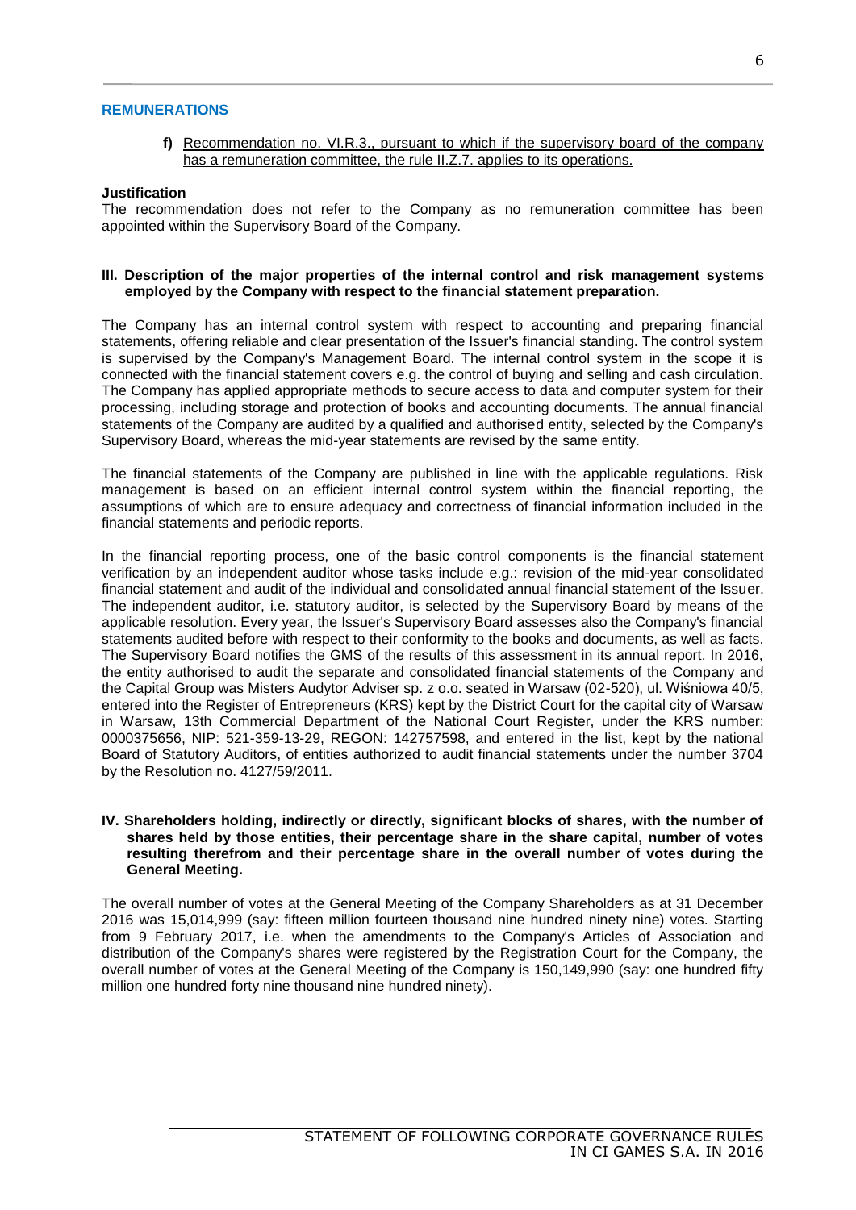### REMUNERATIONS

**f)** Recommendation no. VI.R.3., pursuant to which if the supervisory board of the company has a remuneration committee, the rule II.Z.7. applies to its operations.

**Justification**

The recommendation does not refer to the Company as no remuneration committee has been appointed within the Supervisory Board of the Company.

## III. Description of the major properties of the internal control and risk management systems employed by the Company with respect to the financial statement preparation.

The Company has an internal control system with respect to accounting and preparing financial statements, offering reliable and clear presentation of the Issuer's financial standing. The control system is supervised by the Company's Management Board. The internal control system in the scope it is connected with the financial statement covers e.g. the control of buying and selling and cash circulation. The Company has applied appropriate methods to secure access to data and computer system for their processing, including storage and protection of books and accounting documents. The annual financial statements of the Company are audited by a qualified and authorised entity, selected by the Company's Supervisory Board, whereas the mid-year statements are revised by the same entity.

The financial statements of the Company are published in line with the applicable regulations. Risk management is based on an efficient internal control system within the financial reporting, the assumptions of which are to ensure adequacy and correctness of financial information included in the financial statements and periodic reports.

In the financial reporting process, one of the basic control components is the financial statement verification by an independent auditor whose tasks include e.g.: revision of the mid-year consolidated financial statement and audit of the individual and consolidated annual financial statement of the Issuer. The independent auditor, i.e. statutory auditor, is selected by the Supervisory Board by means of the applicable resolution. Every year, the Issuer's Supervisory Board assesses also the Company's financial statements audited before with respect to their conformity to the books and documents, as well as facts. The Supervisory Board notifies the GMS of the results of this assessment in its annual report. In 2016, the entity authorised to audit the separate and consolidated financial statements of the Company and the Capital Group was Misters Audytor Adviser sp. z o.o. seated in Warsaw (02-520), ul. Wiśniowa 40/5, entered into the Register of Entrepreneurs (KRS) kept by the District Court for the capital city of Warsaw in Warsaw, 13th Commercial Department of the National Court Register, under the KRS number: 0000375656, NIP: 521-359-13-29, REGON: 142757598, and entered in the list, kept by the national Board of Statutory Auditors, of entities authorized to audit financial statements under the number 3704 by the Resolution no. 4127/59/2011.

## IV. Shareholders holding, indirectly or directly, significant blocks of shares, with the number of shares held by those entities, their percentage share in the share capital, number of votes resulting therefrom and their percentage share in the overall number of votes during the General Meeting.

The overall number of votes at the General Meeting of the Company Shareholders as at 31 December 2016 was 15,014,999 (say: fifteen million fourteen thousand nine hundred ninety nine) votes. Starting from 9 February 2017, i.e. when the amendments to the Company's Articles of Association and distribution of the Company's shares were registered by the Registration Court for the Company, the overall number of votes at the General Meeting of the Company is 150,149,990 (say: one hundred fifty million one hundred forty nine thousand nine hundred ninety).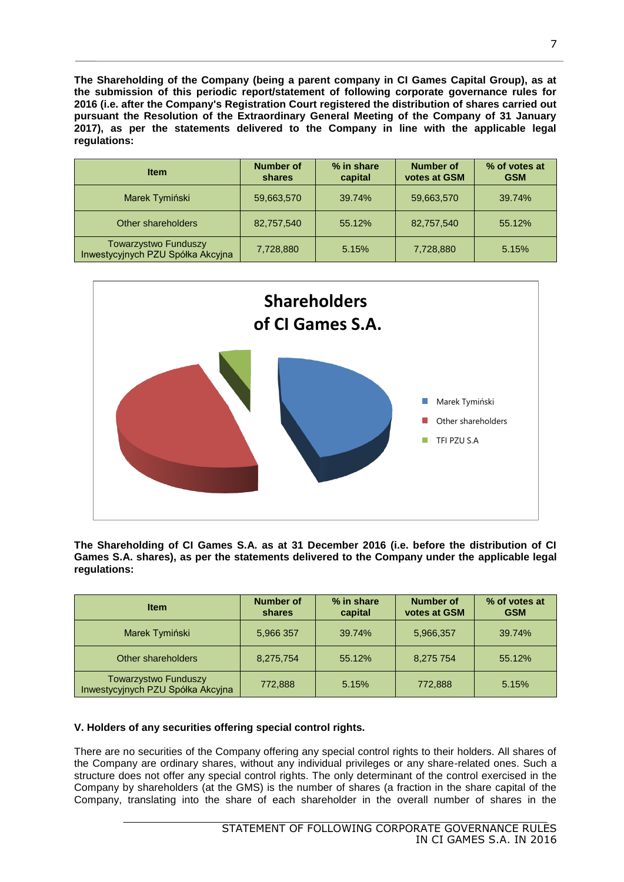**The Shareholding of the Company (being a parent company in CI Games Capital Group), as at the submission of this periodic report/statement of following corporate governance rules for 2016 (i.e. after the Company's Registration Court registered the distribution of shares carried out pursuant the Resolution of the Extraordinary General Meeting of the Company of 31 January 2017), as per the statements delivered to the Company in line with the applicable legal regulations:**

| Item | Number of shares | % in share capital | Number of votes at GSM | % of votes at GSM |
|---|---|---|---|---|
| Marek Tymiński | 59,663,570 | 39.74% | 59,663,570 | 39.74% |
| Other shareholders | 82,757,540 | 55.12% | 82,757,540 | 55.12% |
| Towarzystwo Funduszy Inwestycyjnych PZU Spółka Akcyjna | 7,728,880 | 5.15% | 7,728,880 | 5.15% |

**Shareholders of CI Games S.A.**

- Marek Tymiński
- Other shareholders
- TFI PZU S.A

**The Shareholding of CI Games S.A. as at 31 December 2016 (i.e. before the distribution of CI Games S.A. shares), as per the statements delivered to the Company under the applicable legal regulations:**

| Item | Number of shares | % in share capital | Number of votes at GSM | % of votes at GSM |
|---|---|---|---|---|
| Marek Tymiński | 5,966 357 | 39.74% | 5,966,357 | 39.74% |
| Other shareholders | 8,275,754 | 55.12% | 8,275 754 | 55.12% |
| Towarzystwo Funduszy Inwestycyjnych PZU Spółka Akcyjna | 772,888 | 5.15% | 772,888 | 5.15% |

### V. Holders of any securities offering special control rights.

There are no securities of the Company offering any special control rights to their holders. All shares of the Company are ordinary shares, without any individual privileges or any share-related ones. Such a structure does not offer any special control rights. The only determinant of the control exercised in the Company by shareholders (at the GMS) is the number of shares (a fraction in the share capital of the Company, translating into the share of each shareholder in the overall number of shares in the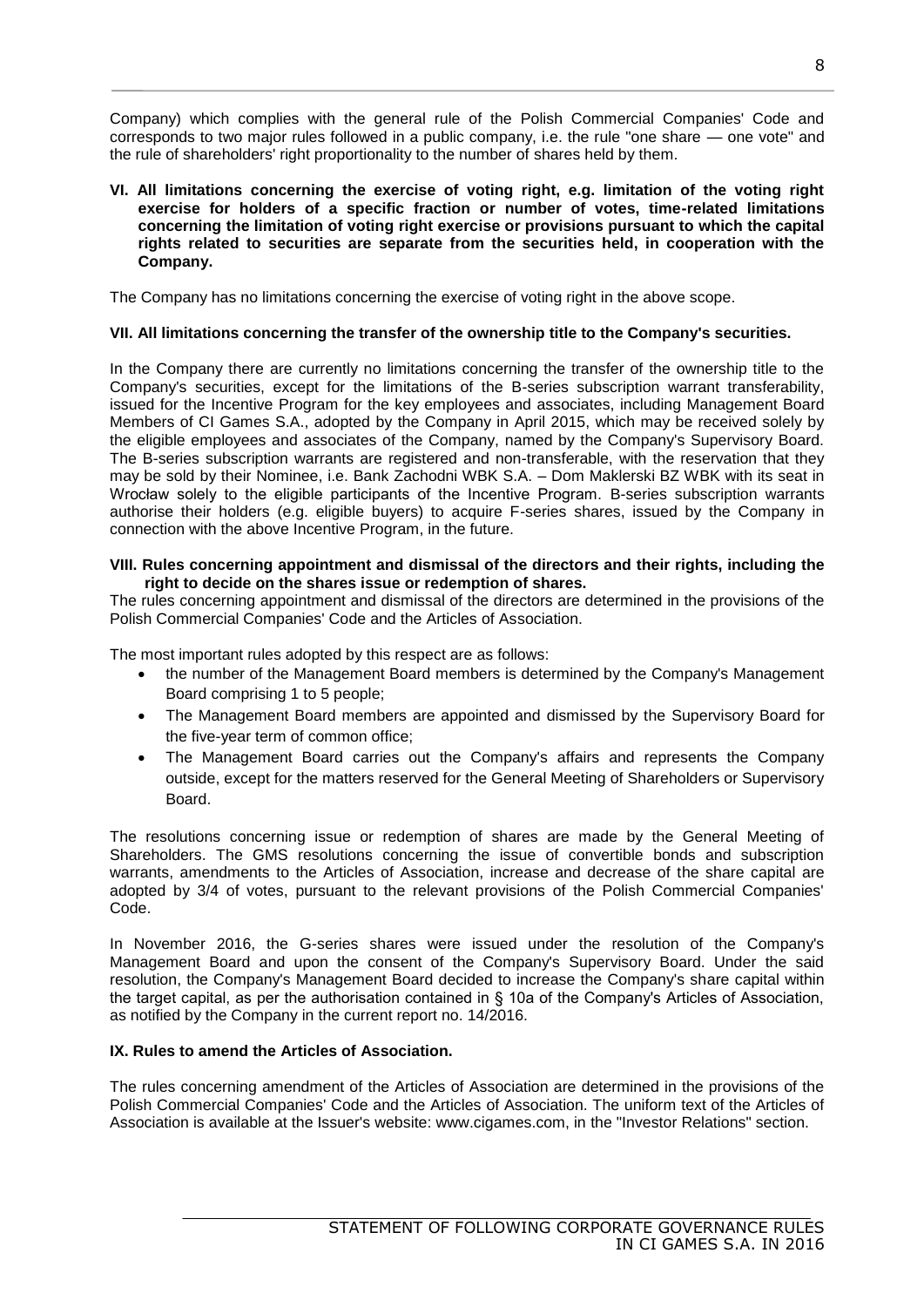Company) which complies with the general rule of the Polish Commercial Companies' Code and corresponds to two major rules followed in a public company, i.e. the rule "one share — one vote" and the rule of shareholders' right proportionality to the number of shares held by them.

**VI. All limitations concerning the exercise of voting right, e.g. limitation of the voting right exercise for holders of a specific fraction or number of votes, time-related limitations concerning the limitation of voting right exercise or provisions pursuant to which the capital rights related to securities are separate from the securities held, in cooperation with the Company.**

The Company has no limitations concerning the exercise of voting right in the above scope.

**VII. All limitations concerning the transfer of the ownership title to the Company's securities.**

In the Company there are currently no limitations concerning the transfer of the ownership title to the Company's securities, except for the limitations of the B-series subscription warrant transferability, issued for the Incentive Program for the key employees and associates, including Management Board Members of CI Games S.A., adopted by the Company in April 2015, which may be received solely by the eligible employees and associates of the Company, named by the Company's Supervisory Board. The B-series subscription warrants are registered and non-transferable, with the reservation that they may be sold by their Nominee, i.e. Bank Zachodni WBK S.A. – Dom Maklerski BZ WBK with its seat in Wrocław solely to the eligible participants of the Incentive Program. B-series subscription warrants authorise their holders (e.g. eligible buyers) to acquire F-series shares, issued by the Company in connection with the above Incentive Program, in the future.

**VIII. Rules concerning appointment and dismissal of the directors and their rights, including the right to decide on the shares issue or redemption of shares.**

The rules concerning appointment and dismissal of the directors are determined in the provisions of the Polish Commercial Companies' Code and the Articles of Association.

The most important rules adopted by this respect are as follows:

- the number of the Management Board members is determined by the Company's Management Board comprising 1 to 5 people;
- The Management Board members are appointed and dismissed by the Supervisory Board for the five-year term of common office;
- The Management Board carries out the Company's affairs and represents the Company outside, except for the matters reserved for the General Meeting of Shareholders or Supervisory Board.

The resolutions concerning issue or redemption of shares are made by the General Meeting of Shareholders. The GMS resolutions concerning the issue of convertible bonds and subscription warrants, amendments to the Articles of Association, increase and decrease of the share capital are adopted by 3/4 of votes, pursuant to the relevant provisions of the Polish Commercial Companies' Code.

In November 2016, the G-series shares were issued under the resolution of the Company's Management Board and upon the consent of the Company's Supervisory Board. Under the said resolution, the Company's Management Board decided to increase the Company's share capital within the target capital, as per the authorisation contained in § 10a of the Company's Articles of Association, as notified by the Company in the current report no. 14/2016.

**IX. Rules to amend the Articles of Association.**

The rules concerning amendment of the Articles of Association are determined in the provisions of the Polish Commercial Companies' Code and the Articles of Association. The uniform text of the Articles of Association is available at the Issuer's website: www.cigames.com, in the "Investor Relations" section.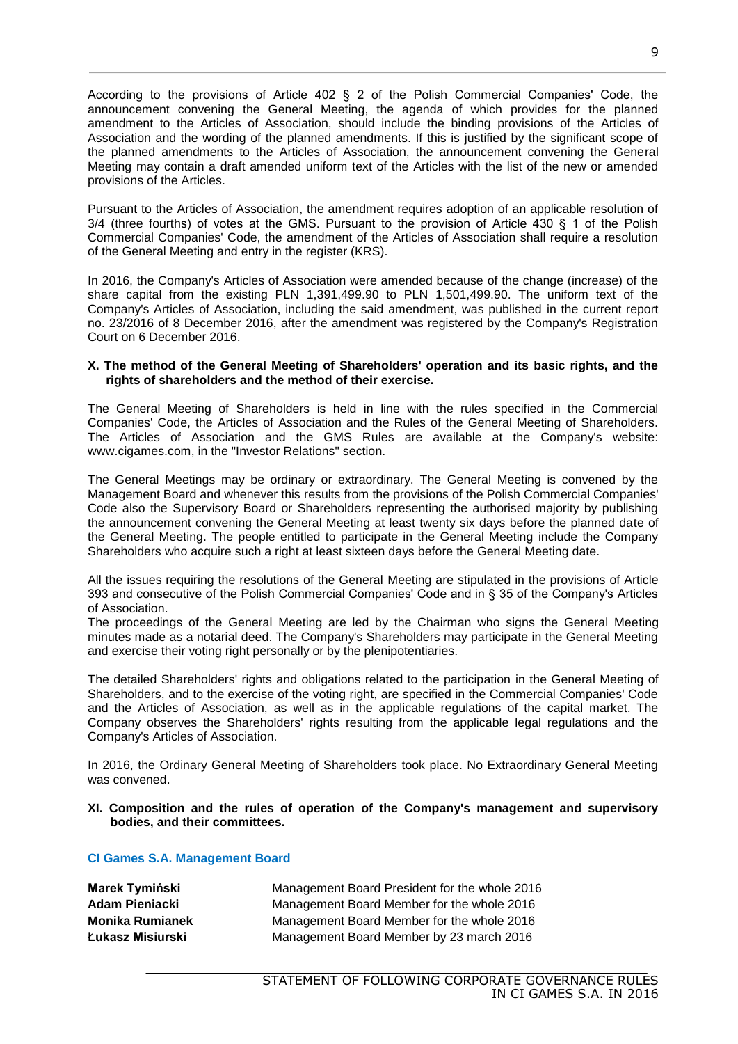According to the provisions of Article 402 § 2 of the Polish Commercial Companies' Code, the announcement convening the General Meeting, the agenda of which provides for the planned amendment to the Articles of Association, should include the binding provisions of the Articles of Association and the wording of the planned amendments. If this is justified by the significant scope of the planned amendments to the Articles of Association, the announcement convening the General Meeting may contain a draft amended uniform text of the Articles with the list of the new or amended provisions of the Articles.

Pursuant to the Articles of Association, the amendment requires adoption of an applicable resolution of 3/4 (three fourths) of votes at the GMS. Pursuant to the provision of Article 430 § 1 of the Polish Commercial Companies' Code, the amendment of the Articles of Association shall require a resolution of the General Meeting and entry in the register (KRS).

In 2016, the Company's Articles of Association were amended because of the change (increase) of the share capital from the existing PLN 1,391,499.90 to PLN 1,501,499.90. The uniform text of the Company's Articles of Association, including the said amendment, was published in the current report no. 23/2016 of 8 December 2016, after the amendment was registered by the Company's Registration Court on 6 December 2016.

### X. The method of the General Meeting of Shareholders' operation and its basic rights, and the rights of shareholders and the method of their exercise.

The General Meeting of Shareholders is held in line with the rules specified in the Commercial Companies' Code, the Articles of Association and the Rules of the General Meeting of Shareholders. The Articles of Association and the GMS Rules are available at the Company's website: www.cigames.com, in the "Investor Relations" section.

The General Meetings may be ordinary or extraordinary. The General Meeting is convened by the Management Board and whenever this results from the provisions of the Polish Commercial Companies' Code also the Supervisory Board or Shareholders representing the authorised majority by publishing the announcement convening the General Meeting at least twenty six days before the planned date of the General Meeting. The people entitled to participate in the General Meeting include the Company Shareholders who acquire such a right at least sixteen days before the General Meeting date.

All the issues requiring the resolutions of the General Meeting are stipulated in the provisions of Article 393 and consecutive of the Polish Commercial Companies' Code and in § 35 of the Company's Articles of Association.

The proceedings of the General Meeting are led by the Chairman who signs the General Meeting minutes made as a notarial deed. The Company's Shareholders may participate in the General Meeting and exercise their voting right personally or by the plenipotentiaries.

The detailed Shareholders' rights and obligations related to the participation in the General Meeting of Shareholders, and to the exercise of the voting right, are specified in the Commercial Companies' Code and the Articles of Association, as well as in the applicable regulations of the capital market. The Company observes the Shareholders' rights resulting from the applicable legal regulations and the Company's Articles of Association.

In 2016, the Ordinary General Meeting of Shareholders took place. No Extraordinary General Meeting was convened.

### XI. Composition and the rules of operation of the Company's management and supervisory bodies, and their committees.

#### CI Games S.A. Management Board

| | |
|---|---|
| **Marek Tymiński** | Management Board President for the whole 2016 |
| **Adam Pieniacki** | Management Board Member for the whole 2016 |
| **Monika Rumianek** | Management Board Member for the whole 2016 |
| **Łukasz Misiurski** | Management Board Member by 23 march 2016 |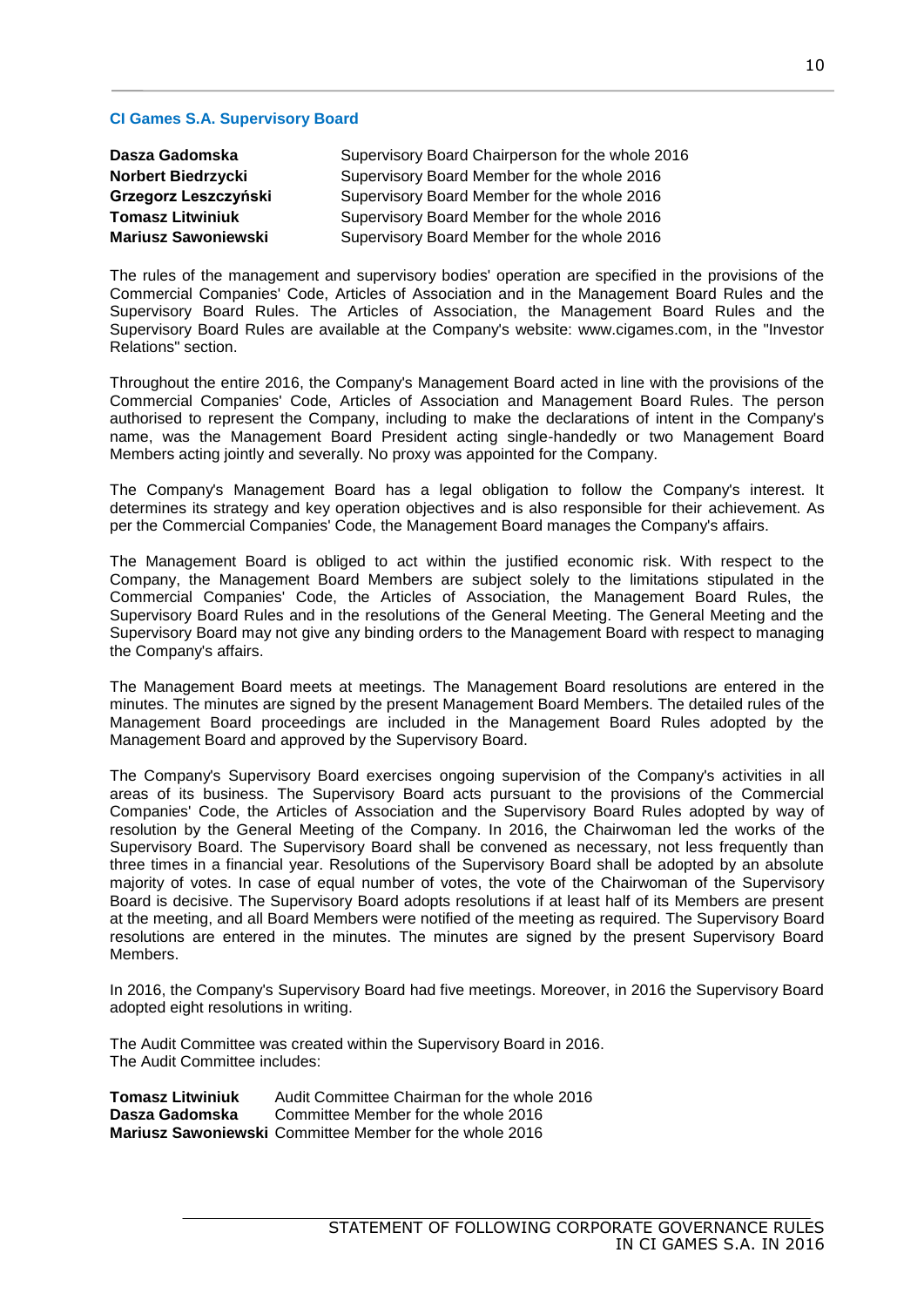### CI Games S.A. Supervisory Board

| | |
|---|---|
| **Dasza Gadomska** | Supervisory Board Chairperson for the whole 2016 |
| **Norbert Biedrzycki** | Supervisory Board Member for the whole 2016 |
| **Grzegorz Leszczyński** | Supervisory Board Member for the whole 2016 |
| **Tomasz Litwiniuk** | Supervisory Board Member for the whole 2016 |
| **Mariusz Sawoniewski** | Supervisory Board Member for the whole 2016 |

The rules of the management and supervisory bodies' operation are specified in the provisions of the Commercial Companies' Code, Articles of Association and in the Management Board Rules and the Supervisory Board Rules. The Articles of Association, the Management Board Rules and the Supervisory Board Rules are available at the Company's website: www.cigames.com, in the "Investor Relations" section.

Throughout the entire 2016, the Company's Management Board acted in line with the provisions of the Commercial Companies' Code, Articles of Association and Management Board Rules. The person authorised to represent the Company, including to make the declarations of intent in the Company's name, was the Management Board President acting single-handedly or two Management Board Members acting jointly and severally. No proxy was appointed for the Company.

The Company's Management Board has a legal obligation to follow the Company's interest. It determines its strategy and key operation objectives and is also responsible for their achievement. As per the Commercial Companies' Code, the Management Board manages the Company's affairs.

The Management Board is obliged to act within the justified economic risk. With respect to the Company, the Management Board Members are subject solely to the limitations stipulated in the Commercial Companies' Code, the Articles of Association, the Management Board Rules, the Supervisory Board Rules and in the resolutions of the General Meeting. The General Meeting and the Supervisory Board may not give any binding orders to the Management Board with respect to managing the Company's affairs.

The Management Board meets at meetings. The Management Board resolutions are entered in the minutes. The minutes are signed by the present Management Board Members. The detailed rules of the Management Board proceedings are included in the Management Board Rules adopted by the Management Board and approved by the Supervisory Board.

The Company's Supervisory Board exercises ongoing supervision of the Company's activities in all areas of its business. The Supervisory Board acts pursuant to the provisions of the Commercial Companies' Code, the Articles of Association and the Supervisory Board Rules adopted by way of resolution by the General Meeting of the Company. In 2016, the Chairwoman led the works of the Supervisory Board. The Supervisory Board shall be convened as necessary, not less frequently than three times in a financial year. Resolutions of the Supervisory Board shall be adopted by an absolute majority of votes. In case of equal number of votes, the vote of the Chairwoman of the Supervisory Board is decisive. The Supervisory Board adopts resolutions if at least half of its Members are present at the meeting, and all Board Members were notified of the meeting as required. The Supervisory Board resolutions are entered in the minutes. The minutes are signed by the present Supervisory Board Members.

In 2016, the Company's Supervisory Board had five meetings. Moreover, in 2016 the Supervisory Board adopted eight resolutions in writing.

The Audit Committee was created within the Supervisory Board in 2016.
The Audit Committee includes:

| | |
|---|---|
| **Tomasz Litwiniuk** | Audit Committee Chairman for the whole 2016 |
| **Dasza Gadomska** | Committee Member for the whole 2016 |
| **Mariusz Sawoniewski** | Committee Member for the whole 2016 |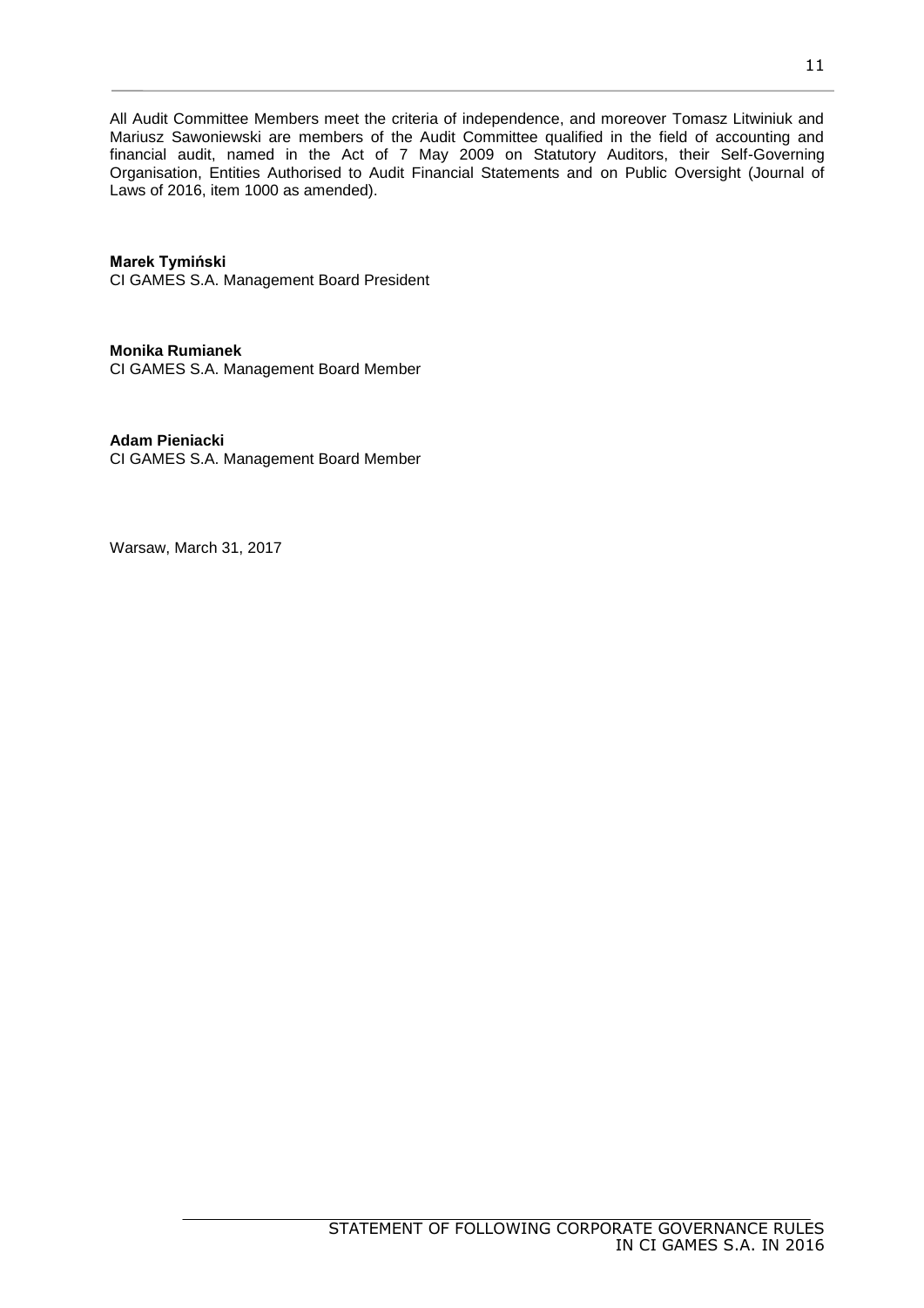All Audit Committee Members meet the criteria of independence, and moreover Tomasz Litwiniuk and Mariusz Sawoniewski are members of the Audit Committee qualified in the field of accounting and financial audit, named in the Act of 7 May 2009 on Statutory Auditors, their Self-Governing Organisation, Entities Authorised to Audit Financial Statements and on Public Oversight (Journal of Laws of 2016, item 1000 as amended).

**Marek Tymiński**
CI GAMES S.A. Management Board President

**Monika Rumianek**
CI GAMES S.A. Management Board Member

**Adam Pieniacki**
CI GAMES S.A. Management Board Member

Warsaw, March 31, 2017